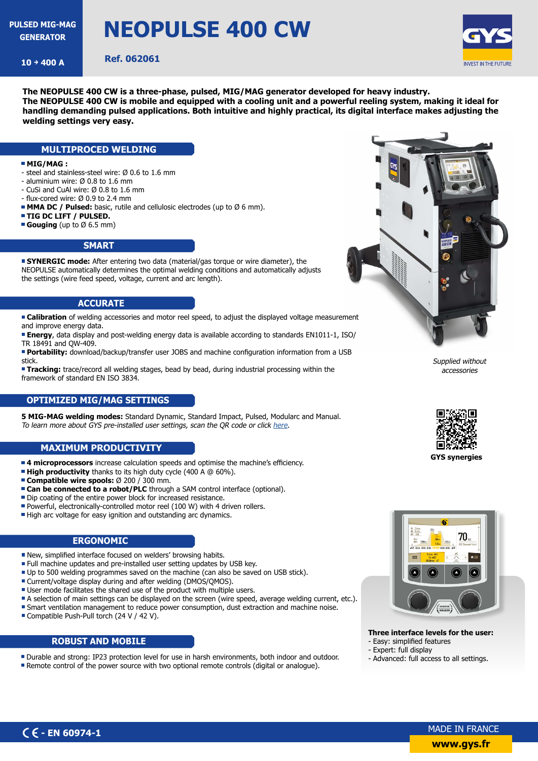PULSED MIG-MAG GENERATOR

10 → 400 A

# NEOPULSE 400 CW

**Ref. 062061**

**The NEOPULSE 400 CW is a three-phase, pulsed, MIG/MAG generator developed for heavy industry.**
**The NEOPULSE 400 CW is mobile and equipped with a cooling unit and a powerful reeling system, making it ideal for handling demanding pulsed applications. Both intuitive and highly practical, its digital interface makes adjusting the welding settings very easy.**

## MULTIPROCED WELDING

- **MIG/MAG :**
  - steel and stainless-steel wire: Ø 0.6 to 1.6 mm
  - aluminium wire: Ø 0.8 to 1.6 mm
  - CuSi and CuAl wire: Ø 0.8 to 1.6 mm
  - flux-cored wire: Ø 0.9 to 2.4 mm
- **MMA DC / Pulsed:** basic, rutile and cellulosic electrodes (up to Ø 6 mm).
- **TIG DC LIFT / PULSED.**
- **Gouging** (up to Ø 6.5 mm)

## SMART

- **SYNERGIC mode:** After entering two data (material/gas torque or wire diameter), the NEOPULSE automatically determines the optimal welding conditions and automatically adjusts the settings (wire feed speed, voltage, current and arc length).

## ACCURATE

- **Calibration** of welding accessories and motor reel speed, to adjust the displayed voltage measurement and improve energy data.
- **Energy**, data display and post-welding energy data is available according to standards EN1011-1, ISO/TR 18491 and QW-409.
- **Portability:** download/backup/transfer user JOBS and machine configuration information from a USB stick.
- **Tracking:** trace/record all welding stages, bead by bead, during industrial processing within the framework of standard EN ISO 3834.

*Supplied without accessories*

## OPTIMIZED MIG/MAG SETTINGS

**5 MIG-MAG welding modes:** Standard Dynamic, Standard Impact, Pulsed, Modularc and Manual.
*To learn more about GYS pre-installed user settings, scan the QR code or click here.*

**GYS synergies**

## MAXIMUM PRODUCTIVITY

- **4 microprocessors** increase calculation speeds and optimise the machine's efficiency.
- **High productivity** thanks to its high duty cycle (400 A @ 60%).
- **Compatible wire spools:** Ø 200 / 300 mm.
- **Can be connected to a robot/PLC** through a SAM control interface (optional).
- Dip coating of the entire power block for increased resistance.
- Powerful, electronically-controlled motor reel (100 W) with 4 driven rollers.
- High arc voltage for easy ignition and outstanding arc dynamics.

## ERGONOMIC

- New, simplified interface focused on welders' browsing habits.
- Full machine updates and pre-installed user setting updates by USB key.
- Up to 500 welding programmes saved on the machine (can also be saved on USB stick).
- Current/voltage display during and after welding (DMOS/QMOS).
- User mode facilitates the shared use of the product with multiple users.
- A selection of main settings can be displayed on the screen (wire speed, average welding current, etc.).
- Smart ventilation management to reduce power consumption, dust extraction and machine noise.
- Compatible Push-Pull torch (24 V / 42 V).

**Three interface levels for the user:**
- Easy: simplified features
- Expert: full display
- Advanced: full access to all settings.

## ROBUST AND MOBILE

- Durable and strong: IP23 protection level for use in harsh environments, both indoor and outdoor.
- Remote control of the power source with two optional remote controls (digital or analogue).

CE - EN 60974-1

MADE IN FRANCE

www.gys.fr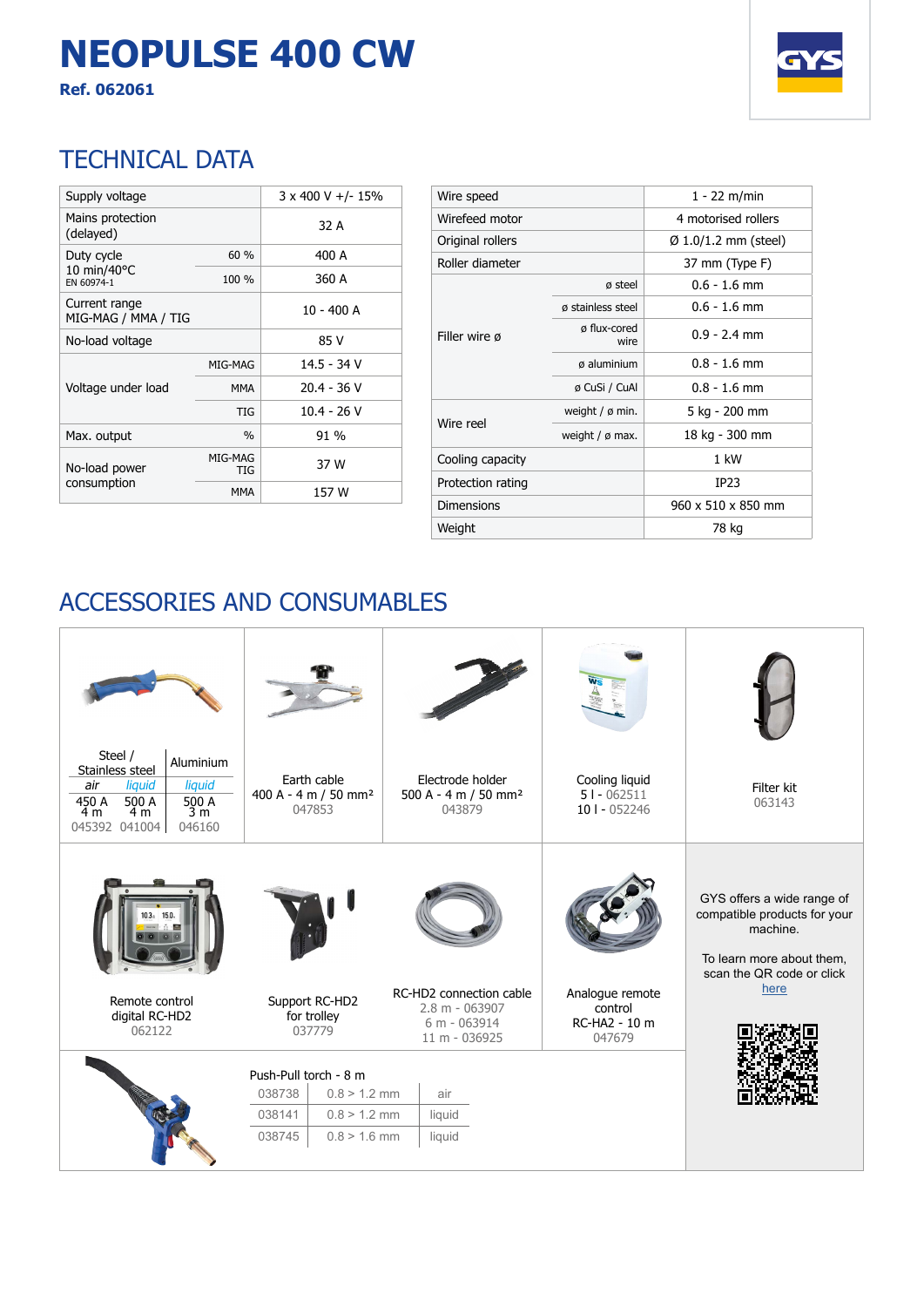# NEOPULSE 400 CW

**Ref. 062061**

## TECHNICAL DATA

| | | |
|---|---|---|
| Supply voltage | | 3 x 400 V +/- 15% |
| Mains protection (delayed) | | 32 A |
| Duty cycle 10 min/40°C EN 60974-1 | 60 % | 400 A |
| | 100 % | 360 A |
| Current range MIG-MAG / MMA / TIG | | 10 - 400 A |
| No-load voltage | | 85 V |
| Voltage under load | MIG-MAG | 14.5 - 34 V |
| | MMA | 20.4 - 36 V |
| | TIG | 10.4 - 26 V |
| Max. output | % | 91 % |
| No-load power consumption | MIG-MAG TIG | 37 W |
| | MMA | 157 W |

| | | |
|---|---|---|
| Wire speed | | 1 - 22 m/min |
| Wirefeed motor | | 4 motorised rollers |
| Original rollers | | Ø 1.0/1.2 mm (steel) |
| Roller diameter | | 37 mm (Type F) |
| Filler wire ø | ø steel | 0.6 - 1.6 mm |
| | ø stainless steel | 0.6 - 1.6 mm |
| | ø flux-cored wire | 0.9 - 2.4 mm |
| | ø aluminium | 0.8 - 1.6 mm |
| | ø CuSi / CuAl | 0.8 - 1.6 mm |
| Wire reel | weight / ø min. | 5 kg - 200 mm |
| | weight / ø max. | 18 kg - 300 mm |
| Cooling capacity | | 1 kW |
| Protection rating | | IP23 |
| Dimensions | | 960 x 510 x 850 mm |
| Weight | | 78 kg |

## ACCESSORIES AND CONSUMABLES

| Steel / Stainless steel | | Aluminium |
|---|---|---|
| air | liquid | liquid |
| 450 A 4 m | 500 A 4 m | 500 A 3 m |
| 045392 | 041004 | 046160 |

Earth cable
400 A - 4 m / 50 mm²
047853

Electrode holder
500 A - 4 m / 50 mm²
043879

Cooling liquid
5 l - 062511
10 l - 052246

Filter kit
063143

Remote control
digital RC-HD2
062122

Support RC-HD2
for trolley
037779

RC-HD2 connection cable
2.8 m - 063907
6 m - 063914
11 m - 036925

Analogue remote
control
RC-HA2 - 10 m
047679

GYS offers a wide range of compatible products for your machine.

To learn more about them, scan the QR code or click here

Push-Pull torch - 8 m

| | | |
|---|---|---|
| 038738 | 0.8 > 1.2 mm | air |
| 038141 | 0.8 > 1.2 mm | liquid |
| 038745 | 0.8 > 1.6 mm | liquid |